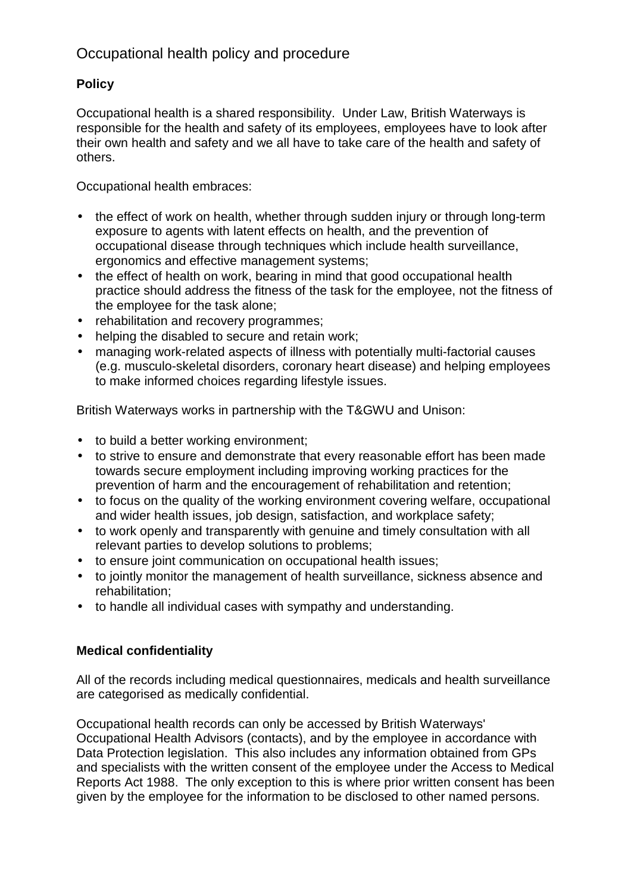# Occupational health policy and procedure

## Policy

Occupational health is a shared responsibility. Under Law, British Waterways is responsible for the health and safety of its employees, employees have to look after their own health and safety and we all have to take care of the health and safety of others.

Occupational health embraces:

- the effect of work on health, whether through sudden injury or through long-term exposure to agents with latent effects on health, and the prevention of occupational disease through techniques which include health surveillance, ergonomics and effective management systems;
- the effect of health on work, bearing in mind that good occupational health practice should address the fitness of the task for the employee, not the fitness of the employee for the task alone;
- rehabilitation and recovery programmes;
- helping the disabled to secure and retain work;
- managing work-related aspects of illness with potentially multi-factorial causes (e.g. musculo-skeletal disorders, coronary heart disease) and helping employees to make informed choices regarding lifestyle issues.

British Waterways works in partnership with the T&GWU and Unison:

- to build a better working environment;
- to strive to ensure and demonstrate that every reasonable effort has been made towards secure employment including improving working practices for the prevention of harm and the encouragement of rehabilitation and retention;
- to focus on the quality of the working environment covering welfare, occupational and wider health issues, job design, satisfaction, and workplace safety;
- to work openly and transparently with genuine and timely consultation with all relevant parties to develop solutions to problems;
- to ensure joint communication on occupational health issues;
- to jointly monitor the management of health surveillance, sickness absence and rehabilitation;
- to handle all individual cases with sympathy and understanding.

## Medical confidentiality

All of the records including medical questionnaires, medicals and health surveillance are categorised as medically confidential.

Occupational health records can only be accessed by British Waterways' Occupational Health Advisors (contacts), and by the employee in accordance with Data Protection legislation. This also includes any information obtained from GPs and specialists with the written consent of the employee under the Access to Medical Reports Act 1988. The only exception to this is where prior written consent has been given by the employee for the information to be disclosed to other named persons.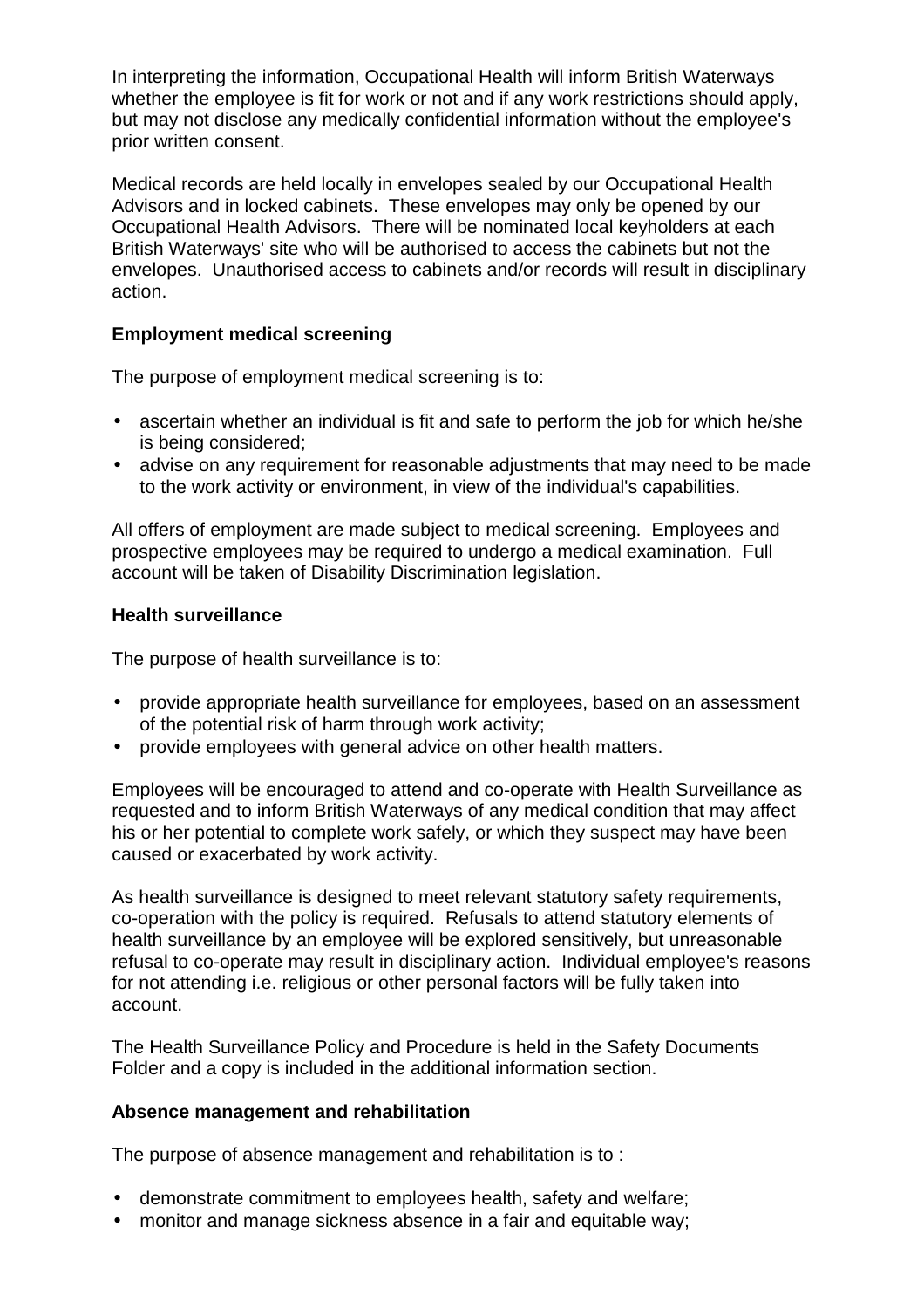In interpreting the information, Occupational Health will inform British Waterways whether the employee is fit for work or not and if any work restrictions should apply, but may not disclose any medically confidential information without the employee's prior written consent.

Medical records are held locally in envelopes sealed by our Occupational Health Advisors and in locked cabinets. These envelopes may only be opened by our Occupational Health Advisors. There will be nominated local keyholders at each British Waterways' site who will be authorised to access the cabinets but not the envelopes. Unauthorised access to cabinets and/or records will result in disciplinary action.

**Employment medical screening**

The purpose of employment medical screening is to:

- ascertain whether an individual is fit and safe to perform the job for which he/she is being considered;
- advise on any requirement for reasonable adjustments that may need to be made to the work activity or environment, in view of the individual's capabilities.

All offers of employment are made subject to medical screening. Employees and prospective employees may be required to undergo a medical examination. Full account will be taken of Disability Discrimination legislation.

**Health surveillance**

The purpose of health surveillance is to:

- provide appropriate health surveillance for employees, based on an assessment of the potential risk of harm through work activity;
- provide employees with general advice on other health matters.

Employees will be encouraged to attend and co-operate with Health Surveillance as requested and to inform British Waterways of any medical condition that may affect his or her potential to complete work safely, or which they suspect may have been caused or exacerbated by work activity.

As health surveillance is designed to meet relevant statutory safety requirements, co-operation with the policy is required. Refusals to attend statutory elements of health surveillance by an employee will be explored sensitively, but unreasonable refusal to co-operate may result in disciplinary action. Individual employee's reasons for not attending i.e. religious or other personal factors will be fully taken into account.

The Health Surveillance Policy and Procedure is held in the Safety Documents Folder and a copy is included in the additional information section.

**Absence management and rehabilitation**

The purpose of absence management and rehabilitation is to :

- demonstrate commitment to employees health, safety and welfare;
- monitor and manage sickness absence in a fair and equitable way;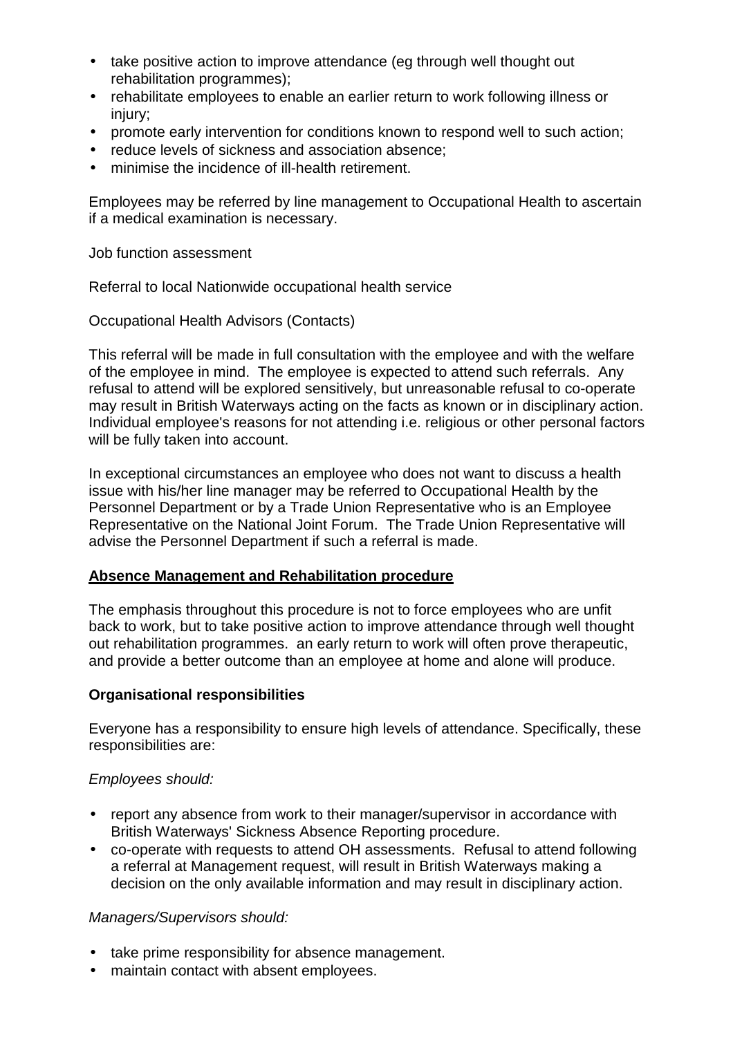- take positive action to improve attendance (eg through well thought out rehabilitation programmes);
- rehabilitate employees to enable an earlier return to work following illness or injury;
- promote early intervention for conditions known to respond well to such action;
- reduce levels of sickness and association absence;
- minimise the incidence of ill-health retirement.

Employees may be referred by line management to Occupational Health to ascertain if a medical examination is necessary.

Job function assessment

Referral to local Nationwide occupational health service

Occupational Health Advisors (Contacts)

This referral will be made in full consultation with the employee and with the welfare of the employee in mind. The employee is expected to attend such referrals. Any refusal to attend will be explored sensitively, but unreasonable refusal to co-operate may result in British Waterways acting on the facts as known or in disciplinary action. Individual employee's reasons for not attending i.e. religious or other personal factors will be fully taken into account.

In exceptional circumstances an employee who does not want to discuss a health issue with his/her line manager may be referred to Occupational Health by the Personnel Department or by a Trade Union Representative who is an Employee Representative on the National Joint Forum. The Trade Union Representative will advise the Personnel Department if such a referral is made.

## Absence Management and Rehabilitation procedure

The emphasis throughout this procedure is not to force employees who are unfit back to work, but to take positive action to improve attendance through well thought out rehabilitation programmes. an early return to work will often prove therapeutic, and provide a better outcome than an employee at home and alone will produce.

### Organisational responsibilities

Everyone has a responsibility to ensure high levels of attendance. Specifically, these responsibilities are:

*Employees should:*

- report any absence from work to their manager/supervisor in accordance with British Waterways' Sickness Absence Reporting procedure.
- co-operate with requests to attend OH assessments. Refusal to attend following a referral at Management request, will result in British Waterways making a decision on the only available information and may result in disciplinary action.

*Managers/Supervisors should:*

- take prime responsibility for absence management.
- maintain contact with absent employees.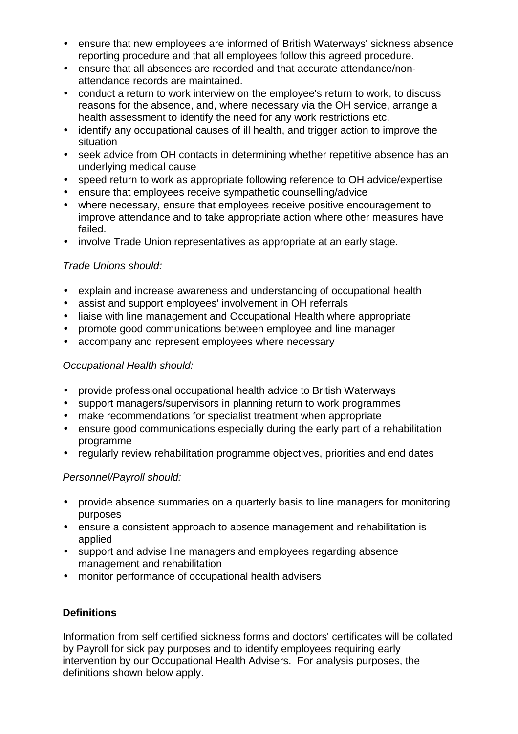- ensure that new employees are informed of British Waterways' sickness absence reporting procedure and that all employees follow this agreed procedure.
- ensure that all absences are recorded and that accurate attendance/non-attendance records are maintained.
- conduct a return to work interview on the employee's return to work, to discuss reasons for the absence, and, where necessary via the OH service, arrange a health assessment to identify the need for any work restrictions etc.
- identify any occupational causes of ill health, and trigger action to improve the situation
- seek advice from OH contacts in determining whether repetitive absence has an underlying medical cause
- speed return to work as appropriate following reference to OH advice/expertise
- ensure that employees receive sympathetic counselling/advice
- where necessary, ensure that employees receive positive encouragement to improve attendance and to take appropriate action where other measures have failed.
- involve Trade Union representatives as appropriate at an early stage.

*Trade Unions should:*

- explain and increase awareness and understanding of occupational health
- assist and support employees' involvement in OH referrals
- liaise with line management and Occupational Health where appropriate
- promote good communications between employee and line manager
- accompany and represent employees where necessary

*Occupational Health should:*

- provide professional occupational health advice to British Waterways
- support managers/supervisors in planning return to work programmes
- make recommendations for specialist treatment when appropriate
- ensure good communications especially during the early part of a rehabilitation programme
- regularly review rehabilitation programme objectives, priorities and end dates

*Personnel/Payroll should:*

- provide absence summaries on a quarterly basis to line managers for monitoring purposes
- ensure a consistent approach to absence management and rehabilitation is applied
- support and advise line managers and employees regarding absence management and rehabilitation
- monitor performance of occupational health advisers

**Definitions**

Information from self certified sickness forms and doctors' certificates will be collated by Payroll for sick pay purposes and to identify employees requiring early intervention by our Occupational Health Advisers. For analysis purposes, the definitions shown below apply.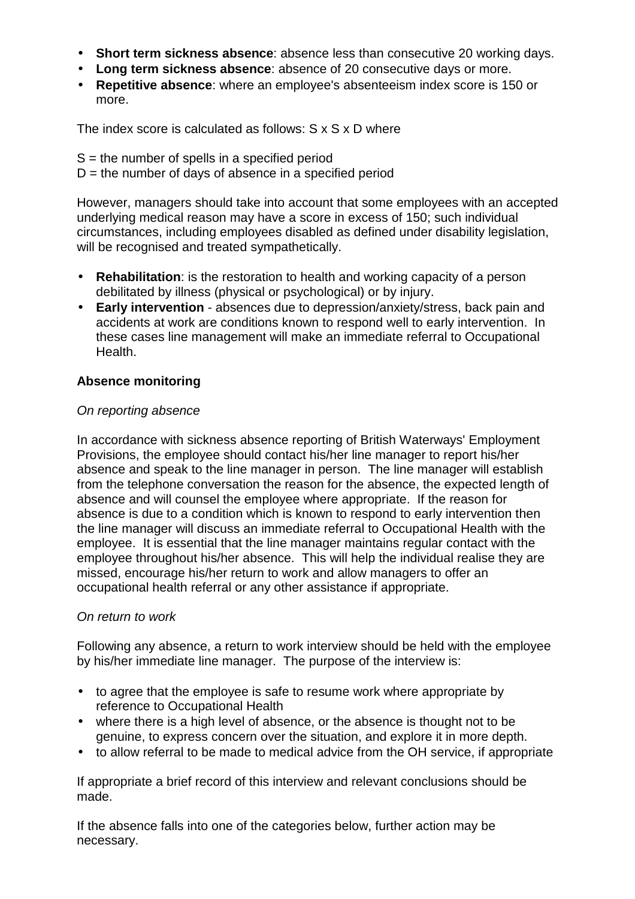- **Short term sickness absence**: absence less than consecutive 20 working days.
- **Long term sickness absence**: absence of 20 consecutive days or more.
- **Repetitive absence**: where an employee's absenteeism index score is 150 or more.

The index score is calculated as follows: S x S x D where

S = the number of spells in a specified period
D = the number of days of absence in a specified period

However, managers should take into account that some employees with an accepted underlying medical reason may have a score in excess of 150; such individual circumstances, including employees disabled as defined under disability legislation, will be recognised and treated sympathetically.

- **Rehabilitation**: is the restoration to health and working capacity of a person debilitated by illness (physical or psychological) or by injury.
- **Early intervention** - absences due to depression/anxiety/stress, back pain and accidents at work are conditions known to respond well to early intervention. In these cases line management will make an immediate referral to Occupational Health.

**Absence monitoring**

*On reporting absence*

In accordance with sickness absence reporting of British Waterways' Employment Provisions, the employee should contact his/her line manager to report his/her absence and speak to the line manager in person. The line manager will establish from the telephone conversation the reason for the absence, the expected length of absence and will counsel the employee where appropriate. If the reason for absence is due to a condition which is known to respond to early intervention then the line manager will discuss an immediate referral to Occupational Health with the employee. It is essential that the line manager maintains regular contact with the employee throughout his/her absence. This will help the individual realise they are missed, encourage his/her return to work and allow managers to offer an occupational health referral or any other assistance if appropriate.

*On return to work*

Following any absence, a return to work interview should be held with the employee by his/her immediate line manager. The purpose of the interview is:

- to agree that the employee is safe to resume work where appropriate by reference to Occupational Health
- where there is a high level of absence, or the absence is thought not to be genuine, to express concern over the situation, and explore it in more depth.
- to allow referral to be made to medical advice from the OH service, if appropriate

If appropriate a brief record of this interview and relevant conclusions should be made.

If the absence falls into one of the categories below, further action may be necessary.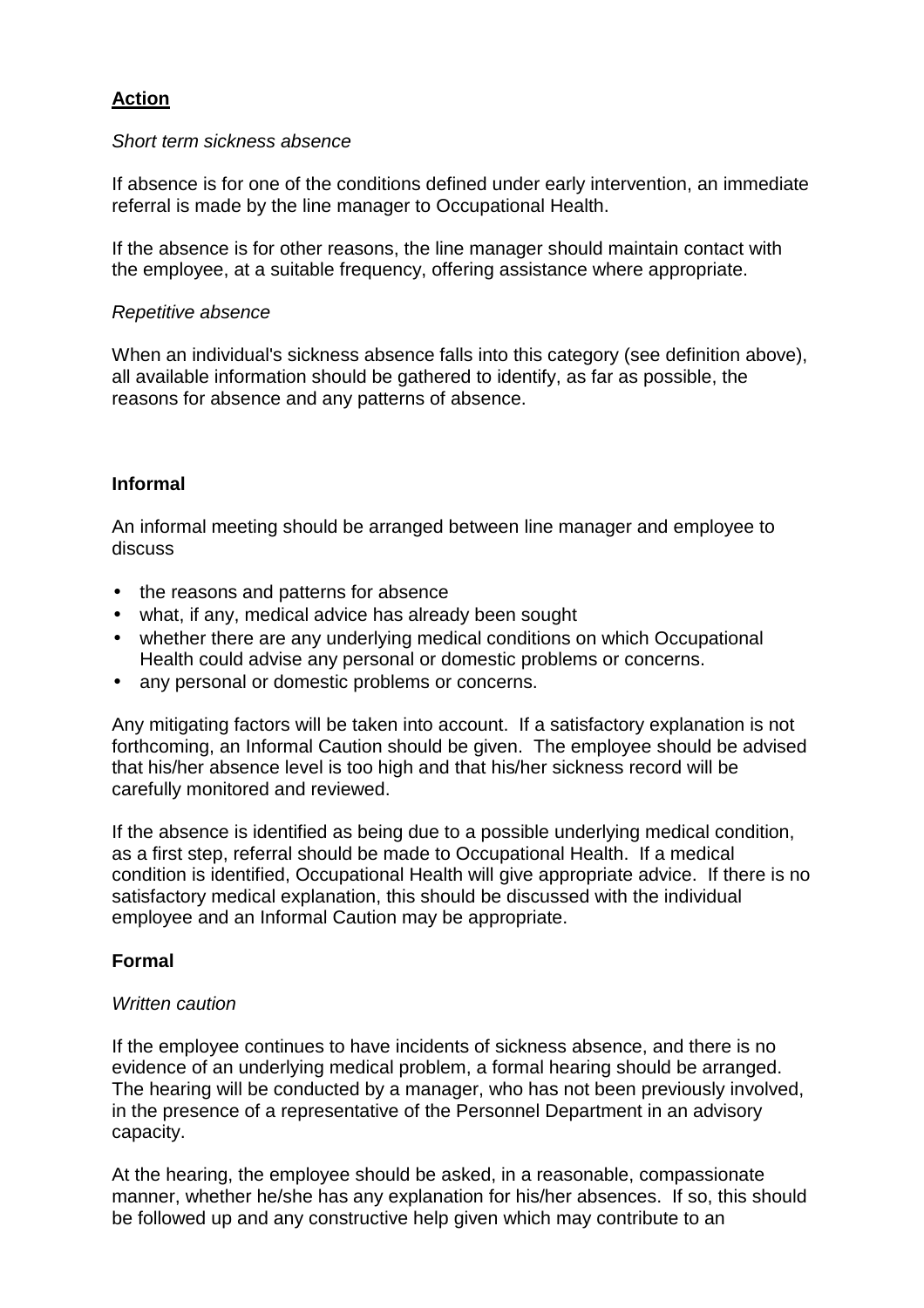**Action**

*Short term sickness absence*

If absence is for one of the conditions defined under early intervention, an immediate referral is made by the line manager to Occupational Health.

If the absence is for other reasons, the line manager should maintain contact with the employee, at a suitable frequency, offering assistance where appropriate.

*Repetitive absence*

When an individual's sickness absence falls into this category (see definition above), all available information should be gathered to identify, as far as possible, the reasons for absence and any patterns of absence.

**Informal**

An informal meeting should be arranged between line manager and employee to discuss

- the reasons and patterns for absence
- what, if any, medical advice has already been sought
- whether there are any underlying medical conditions on which Occupational Health could advise any personal or domestic problems or concerns.
- any personal or domestic problems or concerns.

Any mitigating factors will be taken into account. If a satisfactory explanation is not forthcoming, an Informal Caution should be given. The employee should be advised that his/her absence level is too high and that his/her sickness record will be carefully monitored and reviewed.

If the absence is identified as being due to a possible underlying medical condition, as a first step, referral should be made to Occupational Health. If a medical condition is identified, Occupational Health will give appropriate advice. If there is no satisfactory medical explanation, this should be discussed with the individual employee and an Informal Caution may be appropriate.

**Formal**

*Written caution*

If the employee continues to have incidents of sickness absence, and there is no evidence of an underlying medical problem, a formal hearing should be arranged. The hearing will be conducted by a manager, who has not been previously involved, in the presence of a representative of the Personnel Department in an advisory capacity.

At the hearing, the employee should be asked, in a reasonable, compassionate manner, whether he/she has any explanation for his/her absences. If so, this should be followed up and any constructive help given which may contribute to an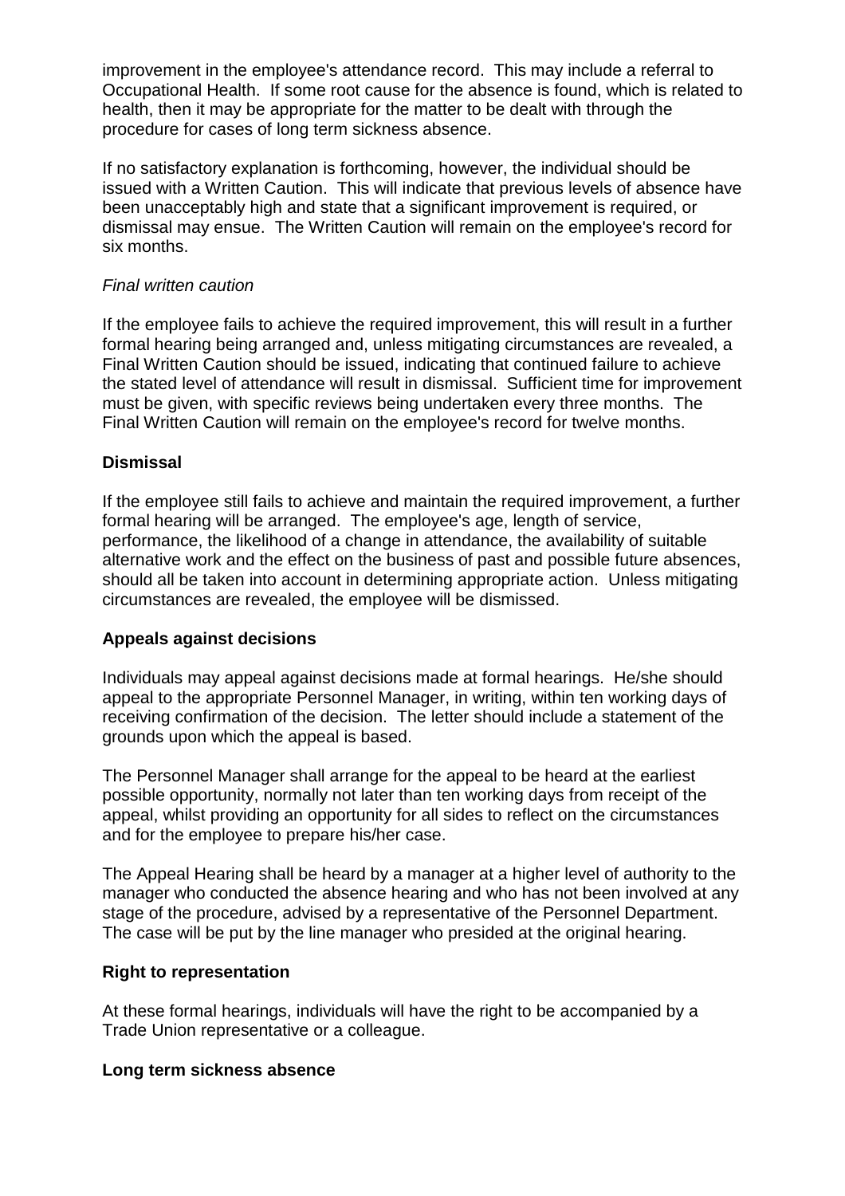improvement in the employee's attendance record. This may include a referral to Occupational Health. If some root cause for the absence is found, which is related to health, then it may be appropriate for the matter to be dealt with through the procedure for cases of long term sickness absence.

If no satisfactory explanation is forthcoming, however, the individual should be issued with a Written Caution. This will indicate that previous levels of absence have been unacceptably high and state that a significant improvement is required, or dismissal may ensue. The Written Caution will remain on the employee's record for six months.

*Final written caution*

If the employee fails to achieve the required improvement, this will result in a further formal hearing being arranged and, unless mitigating circumstances are revealed, a Final Written Caution should be issued, indicating that continued failure to achieve the stated level of attendance will result in dismissal. Sufficient time for improvement must be given, with specific reviews being undertaken every three months. The Final Written Caution will remain on the employee's record for twelve months.

**Dismissal**

If the employee still fails to achieve and maintain the required improvement, a further formal hearing will be arranged. The employee's age, length of service, performance, the likelihood of a change in attendance, the availability of suitable alternative work and the effect on the business of past and possible future absences, should all be taken into account in determining appropriate action. Unless mitigating circumstances are revealed, the employee will be dismissed.

**Appeals against decisions**

Individuals may appeal against decisions made at formal hearings. He/she should appeal to the appropriate Personnel Manager, in writing, within ten working days of receiving confirmation of the decision. The letter should include a statement of the grounds upon which the appeal is based.

The Personnel Manager shall arrange for the appeal to be heard at the earliest possible opportunity, normally not later than ten working days from receipt of the appeal, whilst providing an opportunity for all sides to reflect on the circumstances and for the employee to prepare his/her case.

The Appeal Hearing shall be heard by a manager at a higher level of authority to the manager who conducted the absence hearing and who has not been involved at any stage of the procedure, advised by a representative of the Personnel Department. The case will be put by the line manager who presided at the original hearing.

**Right to representation**

At these formal hearings, individuals will have the right to be accompanied by a Trade Union representative or a colleague.

**Long term sickness absence**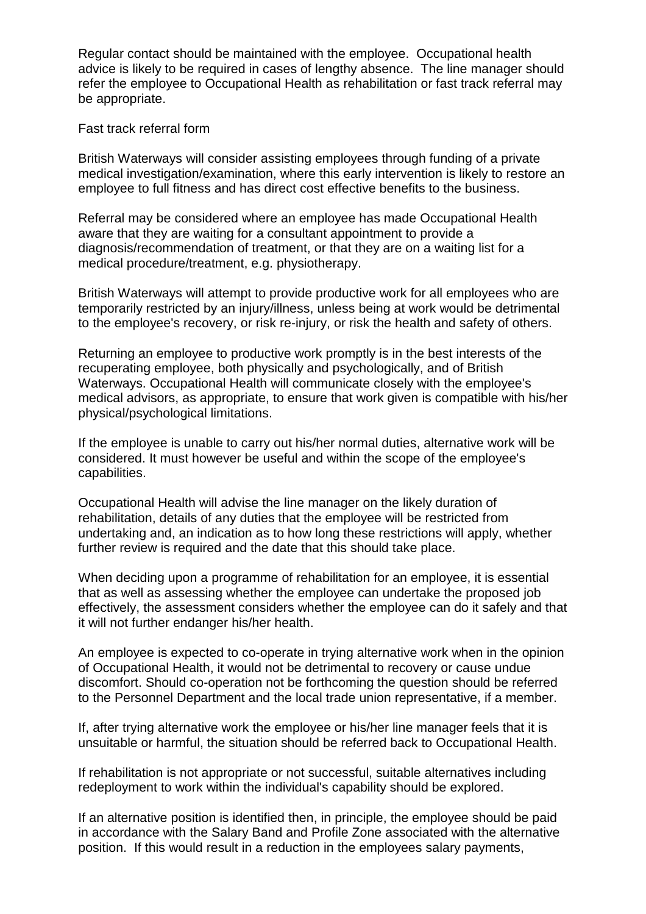Regular contact should be maintained with the employee. Occupational health advice is likely to be required in cases of lengthy absence. The line manager should refer the employee to Occupational Health as rehabilitation or fast track referral may be appropriate.

Fast track referral form

British Waterways will consider assisting employees through funding of a private medical investigation/examination, where this early intervention is likely to restore an employee to full fitness and has direct cost effective benefits to the business.

Referral may be considered where an employee has made Occupational Health aware that they are waiting for a consultant appointment to provide a diagnosis/recommendation of treatment, or that they are on a waiting list for a medical procedure/treatment, e.g. physiotherapy.

British Waterways will attempt to provide productive work for all employees who are temporarily restricted by an injury/illness, unless being at work would be detrimental to the employee's recovery, or risk re-injury, or risk the health and safety of others.

Returning an employee to productive work promptly is in the best interests of the recuperating employee, both physically and psychologically, and of British Waterways. Occupational Health will communicate closely with the employee's medical advisors, as appropriate, to ensure that work given is compatible with his/her physical/psychological limitations.

If the employee is unable to carry out his/her normal duties, alternative work will be considered. It must however be useful and within the scope of the employee's capabilities.

Occupational Health will advise the line manager on the likely duration of rehabilitation, details of any duties that the employee will be restricted from undertaking and, an indication as to how long these restrictions will apply, whether further review is required and the date that this should take place.

When deciding upon a programme of rehabilitation for an employee, it is essential that as well as assessing whether the employee can undertake the proposed job effectively, the assessment considers whether the employee can do it safely and that it will not further endanger his/her health.

An employee is expected to co-operate in trying alternative work when in the opinion of Occupational Health, it would not be detrimental to recovery or cause undue discomfort. Should co-operation not be forthcoming the question should be referred to the Personnel Department and the local trade union representative, if a member.

If, after trying alternative work the employee or his/her line manager feels that it is unsuitable or harmful, the situation should be referred back to Occupational Health.

If rehabilitation is not appropriate or not successful, suitable alternatives including redeployment to work within the individual's capability should be explored.

If an alternative position is identified then, in principle, the employee should be paid in accordance with the Salary Band and Profile Zone associated with the alternative position. If this would result in a reduction in the employees salary payments,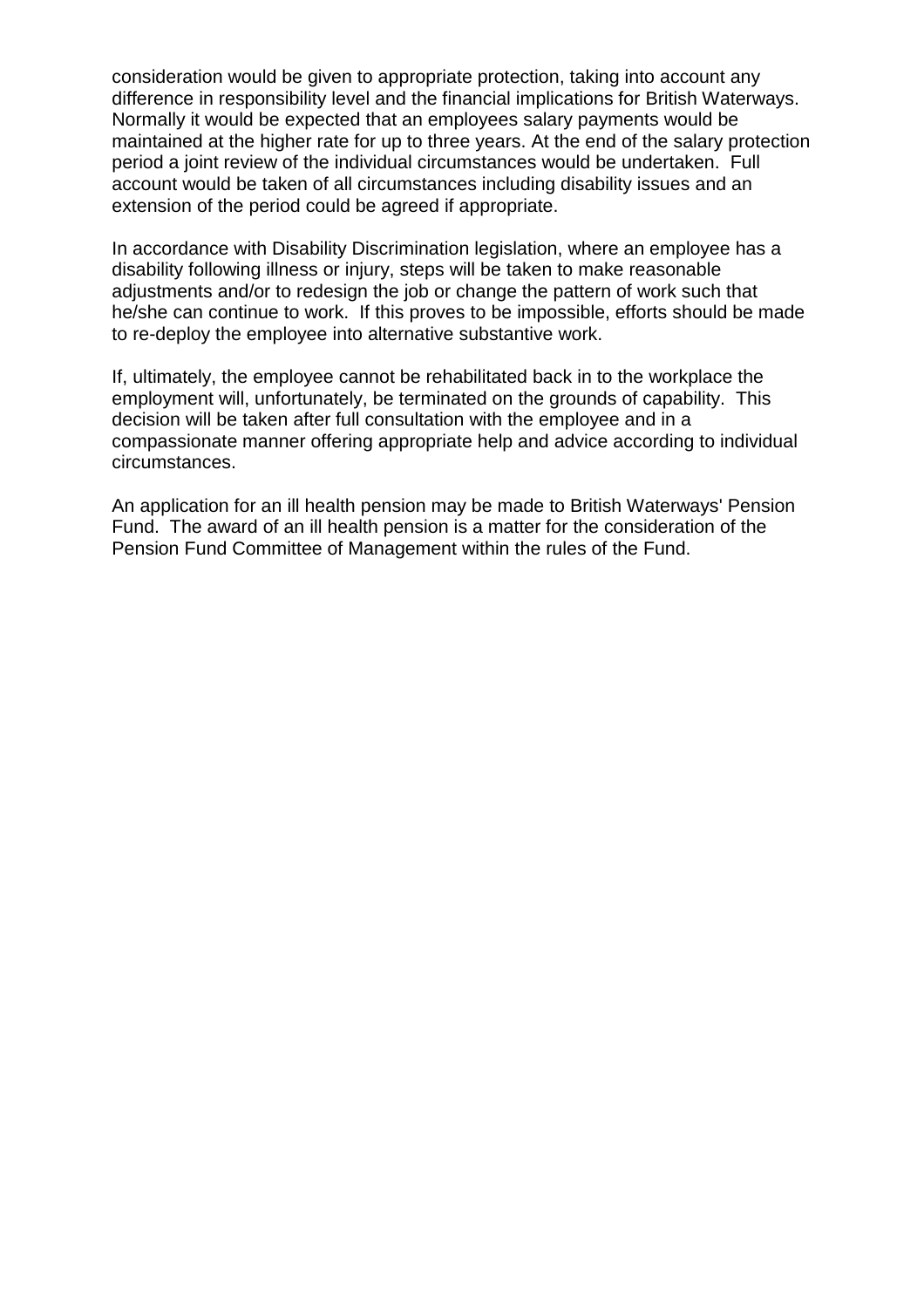consideration would be given to appropriate protection, taking into account any difference in responsibility level and the financial implications for British Waterways. Normally it would be expected that an employees salary payments would be maintained at the higher rate for up to three years. At the end of the salary protection period a joint review of the individual circumstances would be undertaken. Full account would be taken of all circumstances including disability issues and an extension of the period could be agreed if appropriate.

In accordance with Disability Discrimination legislation, where an employee has a disability following illness or injury, steps will be taken to make reasonable adjustments and/or to redesign the job or change the pattern of work such that he/she can continue to work. If this proves to be impossible, efforts should be made to re-deploy the employee into alternative substantive work.

If, ultimately, the employee cannot be rehabilitated back in to the workplace the employment will, unfortunately, be terminated on the grounds of capability. This decision will be taken after full consultation with the employee and in a compassionate manner offering appropriate help and advice according to individual circumstances.

An application for an ill health pension may be made to British Waterways' Pension Fund. The award of an ill health pension is a matter for the consideration of the Pension Fund Committee of Management within the rules of the Fund.